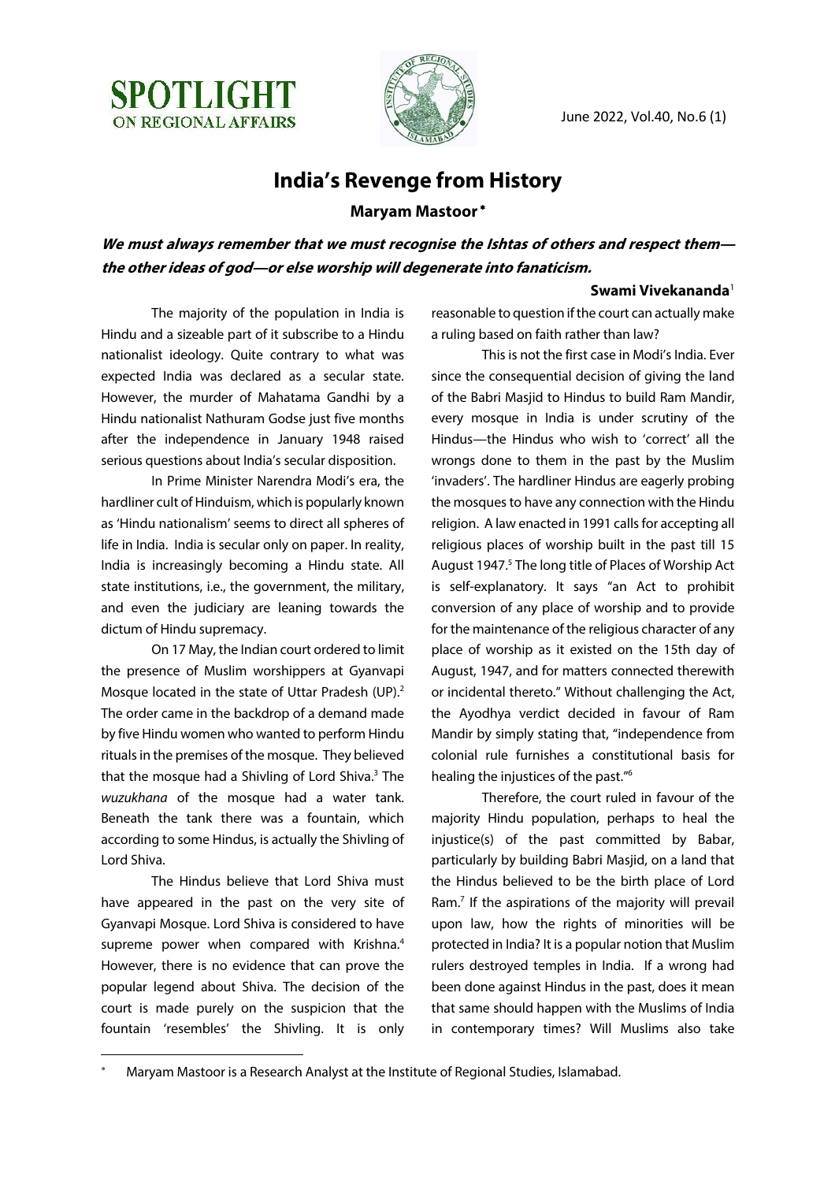# India's Revenge from History

**Maryam Mastoor***

***We must always remember that we must recognise the Ishtas of others and respect them—the other ideas of god—or else worship will degenerate into fanaticism.***

**Swami Vivekananda**[1]

The majority of the population in India is Hindu and a sizeable part of it subscribe to a Hindu nationalist ideology. Quite contrary to what was expected India was declared as a secular state. However, the murder of Mahatama Gandhi by a Hindu nationalist Nathuram Godse just five months after the independence in January 1948 raised serious questions about India's secular disposition.

In Prime Minister Narendra Modi's era, the hardliner cult of Hinduism, which is popularly known as 'Hindu nationalism' seems to direct all spheres of life in India. India is secular only on paper. In reality, India is increasingly becoming a Hindu state. All state institutions, i.e., the government, the military, and even the judiciary are leaning towards the dictum of Hindu supremacy.

On 17 May, the Indian court ordered to limit the presence of Muslim worshippers at Gyanvapi Mosque located in the state of Uttar Pradesh (UP).[2] The order came in the backdrop of a demand made by five Hindu women who wanted to perform Hindu rituals in the premises of the mosque. They believed that the mosque had a Shivling of Lord Shiva.[3] The *wuzukhana* of the mosque had a water tank. Beneath the tank there was a fountain, which according to some Hindus, is actually the Shivling of Lord Shiva.

The Hindus believe that Lord Shiva must have appeared in the past on the very site of Gyanvapi Mosque. Lord Shiva is considered to have supreme power when compared with Krishna.[4] However, there is no evidence that can prove the popular legend about Shiva. The decision of the court is made purely on the suspicion that the fountain 'resembles' the Shivling. It is only reasonable to question if the court can actually make a ruling based on faith rather than law?

This is not the first case in Modi's India. Ever since the consequential decision of giving the land of the Babri Masjid to Hindus to build Ram Mandir, every mosque in India is under scrutiny of the Hindus—the Hindus who wish to 'correct' all the wrongs done to them in the past by the Muslim 'invaders'. The hardliner Hindus are eagerly probing the mosques to have any connection with the Hindu religion. A law enacted in 1991 calls for accepting all religious places of worship built in the past till 15 August 1947.[5] The long title of Places of Worship Act is self-explanatory. It says "an Act to prohibit conversion of any place of worship and to provide for the maintenance of the religious character of any place of worship as it existed on the 15th day of August, 1947, and for matters connected therewith or incidental thereto." Without challenging the Act, the Ayodhya verdict decided in favour of Ram Mandir by simply stating that, "independence from colonial rule furnishes a constitutional basis for healing the injustices of the past."[6]

Therefore, the court ruled in favour of the majority Hindu population, perhaps to heal the injustice(s) of the past committed by Babar, particularly by building Babri Masjid, on a land that the Hindus believed to be the birth place of Lord Ram.[7] If the aspirations of the majority will prevail upon law, how the rights of minorities will be protected in India? It is a popular notion that Muslim rulers destroyed temples in India. If a wrong had been done against Hindus in the past, does it mean that same should happen with the Muslims of India in contemporary times? Will Muslims also take

---

\* Maryam Mastoor is a Research Analyst at the Institute of Regional Studies, Islamabad.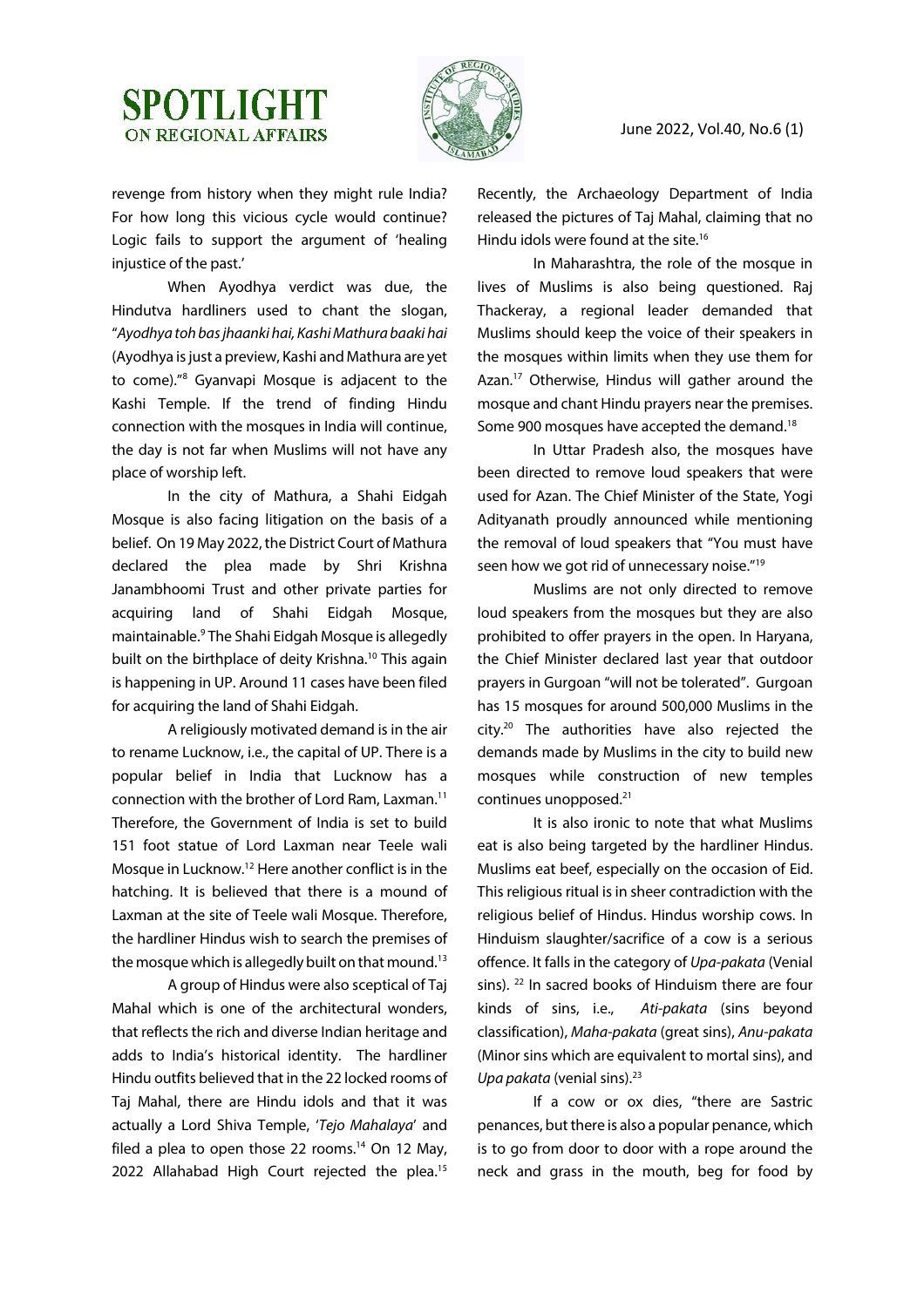revenge from history when they might rule India? For how long this vicious cycle would continue? Logic fails to support the argument of 'healing injustice of the past.'

When Ayodhya verdict was due, the Hindutva hardliners used to chant the slogan, "*Ayodhya toh bas jhaanki hai, Kashi Mathura baaki hai* (Ayodhya is just a preview, Kashi and Mathura are yet to come)."[8] Gyanvapi Mosque is adjacent to the Kashi Temple. If the trend of finding Hindu connection with the mosques in India will continue, the day is not far when Muslims will not have any place of worship left.

In the city of Mathura, a Shahi Eidgah Mosque is also facing litigation on the basis of a belief. On 19 May 2022, the District Court of Mathura declared the plea made by Shri Krishna Janambhoomi Trust and other private parties for acquiring land of Shahi Eidgah Mosque, maintainable.[9] The Shahi Eidgah Mosque is allegedly built on the birthplace of deity Krishna.[10] This again is happening in UP. Around 11 cases have been filed for acquiring the land of Shahi Eidgah.

A religiously motivated demand is in the air to rename Lucknow, i.e., the capital of UP. There is a popular belief in India that Lucknow has a connection with the brother of Lord Ram, Laxman.[11] Therefore, the Government of India is set to build 151 foot statue of Lord Laxman near Teele wali Mosque in Lucknow.[12] Here another conflict is in the hatching. It is believed that there is a mound of Laxman at the site of Teele wali Mosque. Therefore, the hardliner Hindus wish to search the premises of the mosque which is allegedly built on that mound.[13]

A group of Hindus were also sceptical of Taj Mahal which is one of the architectural wonders, that reflects the rich and diverse Indian heritage and adds to India's historical identity. The hardliner Hindu outfits believed that in the 22 locked rooms of Taj Mahal, there are Hindu idols and that it was actually a Lord Shiva Temple, '*Tejo Mahalaya*' and filed a plea to open those 22 rooms.[14] On 12 May, 2022 Allahabad High Court rejected the plea.[15] Recently, the Archaeology Department of India released the pictures of Taj Mahal, claiming that no Hindu idols were found at the site.[16]

In Maharashtra, the role of the mosque in lives of Muslims is also being questioned. Raj Thackeray, a regional leader demanded that Muslims should keep the voice of their speakers in the mosques within limits when they use them for Azan.[17] Otherwise, Hindus will gather around the mosque and chant Hindu prayers near the premises. Some 900 mosques have accepted the demand.[18]

In Uttar Pradesh also, the mosques have been directed to remove loud speakers that were used for Azan. The Chief Minister of the State, Yogi Adityanath proudly announced while mentioning the removal of loud speakers that "You must have seen how we got rid of unnecessary noise."[19]

Muslims are not only directed to remove loud speakers from the mosques but they are also prohibited to offer prayers in the open. In Haryana, the Chief Minister declared last year that outdoor prayers in Gurgoan "will not be tolerated". Gurgoan has 15 mosques for around 500,000 Muslims in the city.[20] The authorities have also rejected the demands made by Muslims in the city to build new mosques while construction of new temples continues unopposed.[21]

It is also ironic to note that what Muslims eat is also being targeted by the hardliner Hindus. Muslims eat beef, especially on the occasion of Eid. This religious ritual is in sheer contradiction with the religious belief of Hindus. Hindus worship cows. In Hinduism slaughter/sacrifice of a cow is a serious offence. It falls in the category of *Upa-pakata* (Venial sins). [22] In sacred books of Hinduism there are four kinds of sins, i.e., *Ati-pakata* (sins beyond classification), *Maha-pakata* (great sins), *Anu-pakata* (Minor sins which are equivalent to mortal sins), and *Upa pakata* (venial sins).[23]

If a cow or ox dies, "there are Sastric penances, but there is also a popular penance, which is to go from door to door with a rope around the neck and grass in the mouth, beg for food by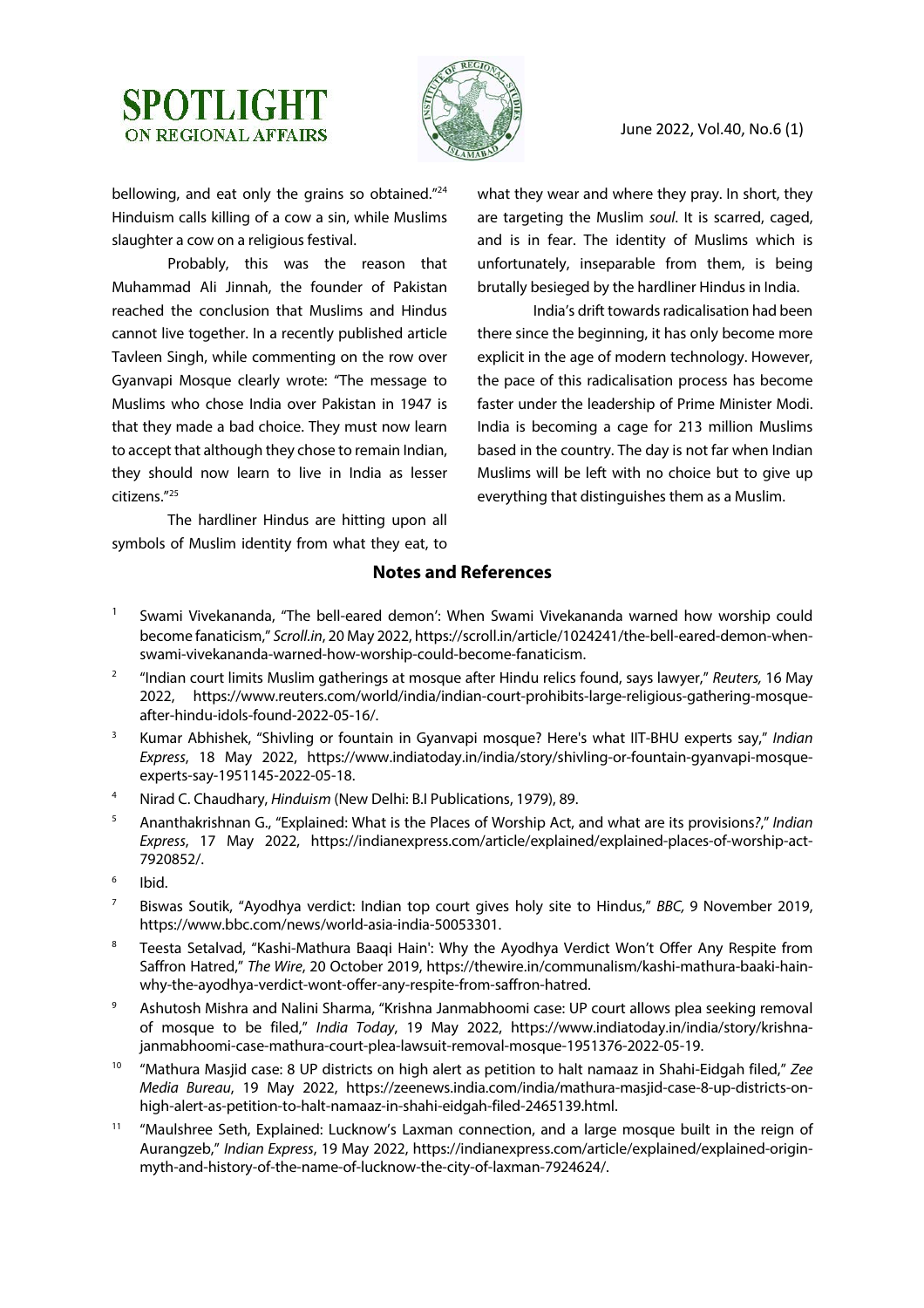bellowing, and eat only the grains so obtained."[24] Hinduism calls killing of a cow a sin, while Muslims slaughter a cow on a religious festival.

Probably, this was the reason that Muhammad Ali Jinnah, the founder of Pakistan reached the conclusion that Muslims and Hindus cannot live together. In a recently published article Tavleen Singh, while commenting on the row over Gyanvapi Mosque clearly wrote: "The message to Muslims who chose India over Pakistan in 1947 is that they made a bad choice. They must now learn to accept that although they chose to remain Indian, they should now learn to live in India as lesser citizens."[25]

The hardliner Hindus are hitting upon all symbols of Muslim identity from what they eat, to what they wear and where they pray. In short, they are targeting the Muslim *soul*. It is scarred, caged, and is in fear. The identity of Muslims which is unfortunately, inseparable from them, is being brutally besieged by the hardliner Hindus in India.

India's drift towards radicalisation had been there since the beginning, it has only become more explicit in the age of modern technology. However, the pace of this radicalisation process has become faster under the leadership of Prime Minister Modi. India is becoming a cage for 213 million Muslims based in the country. The day is not far when Indian Muslims will be left with no choice but to give up everything that distinguishes them as a Muslim.

## Notes and References

1. Swami Vivekananda, "The bell-eared demon': When Swami Vivekananda warned how worship could become fanaticism," *Scroll.in*, 20 May 2022, https://scroll.in/article/1024241/the-bell-eared-demon-when-swami-vivekananda-warned-how-worship-could-become-fanaticism.
2. "Indian court limits Muslim gatherings at mosque after Hindu relics found, says lawyer," *Reuters,* 16 May 2022, https://www.reuters.com/world/india/indian-court-prohibits-large-religious-gathering-mosque-after-hindu-idols-found-2022-05-16/.
3. Kumar Abhishek, "Shivling or fountain in Gyanvapi mosque? Here's what IIT-BHU experts say," *Indian Express*, 18 May 2022, https://www.indiatoday.in/india/story/shivling-or-fountain-gyanvapi-mosque-experts-say-1951145-2022-05-18.
4. Nirad C. Chaudhary, *Hinduism* (New Delhi: B.I Publications, 1979), 89.
5. Ananthakrishnan G., "Explained: What is the Places of Worship Act, and what are its provisions?," *Indian Express*, 17 May 2022, https://indianexpress.com/article/explained/explained-places-of-worship-act-7920852/.
6. Ibid.
7. Biswas Soutik, "Ayodhya verdict: Indian top court gives holy site to Hindus," *BBC,* 9 November 2019, https://www.bbc.com/news/world-asia-india-50053301.
8. Teesta Setalvad, "Kashi-Mathura Baaqi Hain': Why the Ayodhya Verdict Won't Offer Any Respite from Saffron Hatred," *The Wire*, 20 October 2019, https://thewire.in/communalism/kashi-mathura-baaki-hain-why-the-ayodhya-verdict-wont-offer-any-respite-from-saffron-hatred.
9. Ashutosh Mishra and Nalini Sharma, "Krishna Janmabhoomi case: UP court allows plea seeking removal of mosque to be filed," *India Today*, 19 May 2022, https://www.indiatoday.in/india/story/krishna-janmabhoomi-case-mathura-court-plea-lawsuit-removal-mosque-1951376-2022-05-19.
10. "Mathura Masjid case: 8 UP districts on high alert as petition to halt namaaz in Shahi-Eidgah filed," *Zee Media Bureau*, 19 May 2022, https://zeenews.india.com/india/mathura-masjid-case-8-up-districts-on-high-alert-as-petition-to-halt-namaaz-in-shahi-eidgah-filed-2465139.html.
11. "Maulshree Seth, Explained: Lucknow's Laxman connection, and a large mosque built in the reign of Aurangzeb," *Indian Express*, 19 May 2022, https://indianexpress.com/article/explained/explained-origin-myth-and-history-of-the-name-of-lucknow-the-city-of-laxman-7924624/.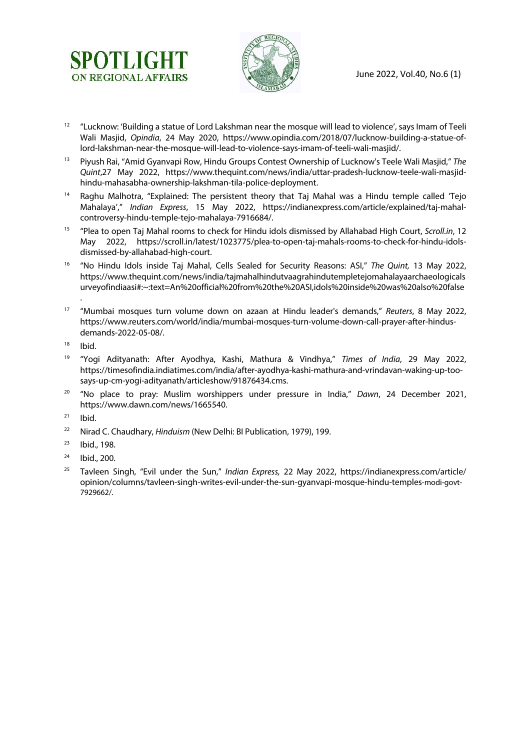12. "Lucknow: 'Building a statue of Lord Lakshman near the mosque will lead to violence', says Imam of Teeli Wali Masjid, *Opindia*, 24 May 2020, https://www.opindia.com/2018/07/lucknow-building-a-statue-of-lord-lakshman-near-the-mosque-will-lead-to-violence-says-imam-of-teeli-wali-masjid/.

13. Piyush Rai, "Amid Gyanvapi Row, Hindu Groups Contest Ownership of Lucknow's Teele Wali Masjid," *The Quint*,27 May 2022, https://www.thequint.com/news/india/uttar-pradesh-lucknow-teele-wali-masjid-hindu-mahasabha-ownership-lakshman-tila-police-deployment.

14. Raghu Malhotra, "Explained: The persistent theory that Taj Mahal was a Hindu temple called 'Tejo Mahalaya'," *Indian Express*, 15 May 2022, https://indianexpress.com/article/explained/taj-mahal-controversy-hindu-temple-tejo-mahalaya-7916684/.

15. "Plea to open Taj Mahal rooms to check for Hindu idols dismissed by Allahabad High Court, *Scroll.in*, 12 May 2022, https://scroll.in/latest/1023775/plea-to-open-taj-mahals-rooms-to-check-for-hindu-idols-dismissed-by-allahabad-high-court.

16. "No Hindu Idols inside Taj Mahal, Cells Sealed for Security Reasons: ASI," *The Quint,* 13 May 2022, https://www.thequint.com/news/india/tajmahalhindutvaagrahindutempletejomahalayaarchaeologicalsurveyofindiaasi#:~:text=An%20official%20from%20the%20ASI,idols%20inside%20was%20also%20false.

17. "Mumbai mosques turn volume down on azaan at Hindu leader's demands," *Reuters*, 8 May 2022, https://www.reuters.com/world/india/mumbai-mosques-turn-volume-down-call-prayer-after-hindus-demands-2022-05-08/.

18. Ibid.

19. "Yogi Adityanath: After Ayodhya, Kashi, Mathura & Vindhya," *Times of India*, 29 May 2022, https://timesofindia.indiatimes.com/india/after-ayodhya-kashi-mathura-and-vrindavan-waking-up-too-says-up-cm-yogi-adityanath/articleshow/91876434.cms.

20. "No place to pray: Muslim worshippers under pressure in India," *Dawn*, 24 December 2021, https://www.dawn.com/news/1665540.

21. Ibid.

22. Nirad C. Chaudhary, *Hinduism* (New Delhi: BI Publication, 1979), 199.

23. Ibid., 198.

24. Ibid., 200.

25. Tavleen Singh, "Evil under the Sun," *Indian Express,* 22 May 2022, https://indianexpress.com/article/opinion/columns/tavleen-singh-writes-evil-under-the-sun-gyanvapi-mosque-hindu-temples-modi-govt-7929662/.